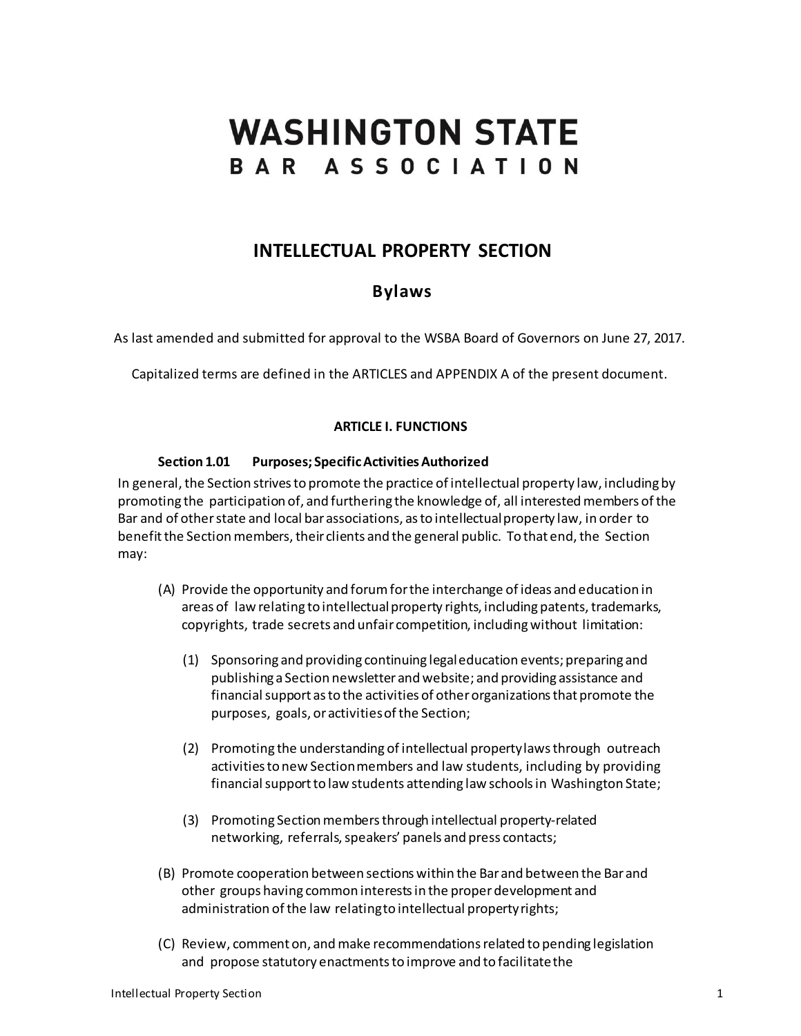# WASHINGTON STATE
# BAR ASSOCIATION

## INTELLECTUAL PROPERTY SECTION

### Bylaws

As last amended and submitted for approval to the WSBA Board of Governors on June 27, 2017.

Capitalized terms are defined in the ARTICLES and APPENDIX A of the present document.

#### ARTICLE I. FUNCTIONS

**Section 1.01 Purposes; Specific Activities Authorized**

In general, the Section strives to promote the practice of intellectual property law, including by promoting the participation of, and furthering the knowledge of, all interested members of the Bar and of other state and local bar associations, as to intellectual property law, in order to benefit the Section members, their clients and the general public. To that end, the Section may:

(A) Provide the opportunity and forum for the interchange of ideas and education in areas of law relating to intellectual property rights, including patents, trademarks, copyrights, trade secrets and unfair competition, including without limitation:

(1) Sponsoring and providing continuing legal education events; preparing and publishing a Section newsletter and website; and providing assistance and financial support as to the activities of other organizations that promote the purposes, goals, or activities of the Section;

(2) Promoting the understanding of intellectual property laws through outreach activities to new Section members and law students, including by providing financial support to law students attending law schools in Washington State;

(3) Promoting Section members through intellectual property-related networking, referrals, speakers' panels and press contacts;

(B) Promote cooperation between sections within the Bar and between the Bar and other groups having common interests in the proper development and administration of the law relating to intellectual property rights;

(C) Review, comment on, and make recommendations related to pending legislation and propose statutory enactments to improve and to facilitate the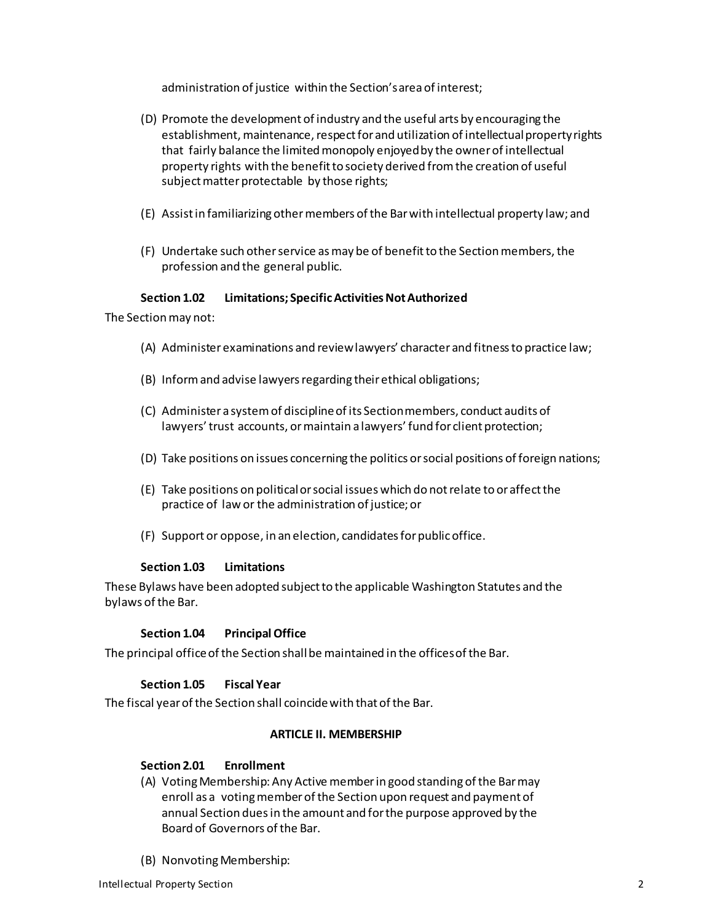administration of justice within the Section's area of interest;

(D) Promote the development of industry and the useful arts by encouraging the establishment, maintenance, respect for and utilization of intellectual property rights that fairly balance the limited monopoly enjoyed by the owner of intellectual property rights with the benefit to society derived from the creation of useful subject matter protectable by those rights;

(E) Assist in familiarizing other members of the Bar with intellectual property law; and

(F) Undertake such other service as may be of benefit to the Section members, the profession and the general public.

#### Section 1.02 Limitations; Specific Activities Not Authorized

The Section may not:

(A) Administer examinations and review lawyers' character and fitness to practice law;

(B) Inform and advise lawyers regarding their ethical obligations;

(C) Administer a system of discipline of its Section members, conduct audits of lawyers' trust accounts, or maintain a lawyers' fund for client protection;

(D) Take positions on issues concerning the politics or social positions of foreign nations;

(E) Take positions on political or social issues which do not relate to or affect the practice of law or the administration of justice; or

(F) Support or oppose, in an election, candidates for public office.

#### Section 1.03 Limitations

These Bylaws have been adopted subject to the applicable Washington Statutes and the bylaws of the Bar.

#### Section 1.04 Principal Office

The principal office of the Section shall be maintained in the offices of the Bar.

#### Section 1.05 Fiscal Year

The fiscal year of the Section shall coincide with that of the Bar.

### ARTICLE II. MEMBERSHIP

#### Section 2.01 Enrollment

(A) Voting Membership: Any Active member in good standing of the Bar may enroll as a voting member of the Section upon request and payment of annual Section dues in the amount and for the purpose approved by the Board of Governors of the Bar.

(B) Nonvoting Membership: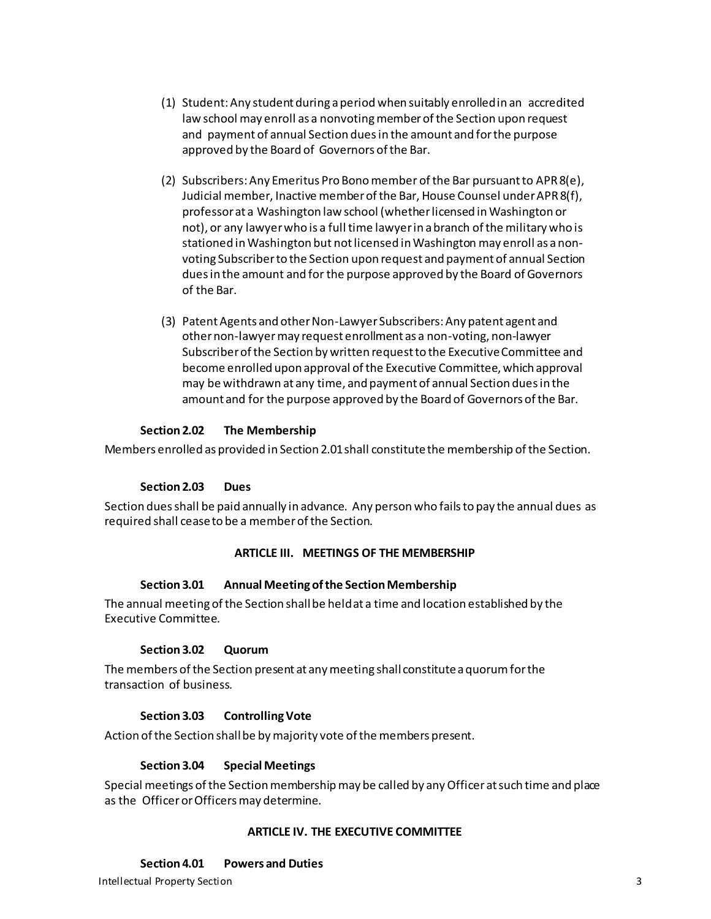(1) Student: Any student during a period when suitably enrolled in an accredited law school may enroll as a nonvoting member of the Section upon request and payment of annual Section dues in the amount and for the purpose approved by the Board of Governors of the Bar.

(2) Subscribers: Any Emeritus Pro Bono member of the Bar pursuant to APR 8(e), Judicial member, Inactive member of the Bar, House Counsel under APR 8(f), professor at a Washington law school (whether licensed in Washington or not), or any lawyer who is a full time lawyer in a branch of the military who is stationed in Washington but not licensed in Washington may enroll as a non-voting Subscriber to the Section upon request and payment of annual Section dues in the amount and for the purpose approved by the Board of Governors of the Bar.

(3) Patent Agents and other Non-Lawyer Subscribers: Any patent agent and other non-lawyer may request enrollment as a non-voting, non-lawyer Subscriber of the Section by written request to the Executive Committee and become enrolled upon approval of the Executive Committee, which approval may be withdrawn at any time, and payment of annual Section dues in the amount and for the purpose approved by the Board of Governors of the Bar.

### Section 2.02 The Membership

Members enrolled as provided in Section 2.01 shall constitute the membership of the Section.

### Section 2.03 Dues

Section dues shall be paid annually in advance. Any person who fails to pay the annual dues as required shall cease to be a member of the Section.

## ARTICLE III. MEETINGS OF THE MEMBERSHIP

### Section 3.01 Annual Meeting of the Section Membership

The annual meeting of the Section shall be held at a time and location established by the Executive Committee.

### Section 3.02 Quorum

The members of the Section present at any meeting shall constitute a quorum for the transaction of business.

### Section 3.03 Controlling Vote

Action of the Section shall be by majority vote of the members present.

### Section 3.04 Special Meetings

Special meetings of the Section membership may be called by any Officer at such time and place as the Officer or Officers may determine.

## ARTICLE IV. THE EXECUTIVE COMMITTEE

### Section 4.01 Powers and Duties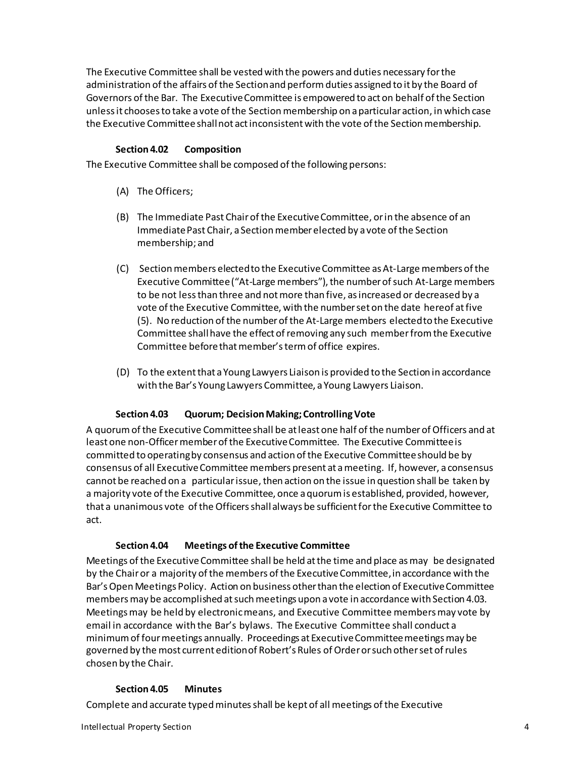The Executive Committee shall be vested with the powers and duties necessary for the administration of the affairs of the Section and perform duties assigned to it by the Board of Governors of the Bar. The Executive Committee is empowered to act on behalf of the Section unless it chooses to take a vote of the Section membership on a particular action, in which case the Executive Committee shall not act inconsistent with the vote of the Section membership.

**Section 4.02 Composition**

The Executive Committee shall be composed of the following persons:

(A) The Officers;

(B) The Immediate Past Chair of the Executive Committee, or in the absence of an Immediate Past Chair, a Section member elected by a vote of the Section membership; and

(C) Section members elected to the Executive Committee as At-Large members of the Executive Committee ("At-Large members"), the number of such At-Large members to be not less than three and not more than five, as increased or decreased by a vote of the Executive Committee, with the number set on the date hereof at five (5). No reduction of the number of the At-Large members elected to the Executive Committee shall have the effect of removing any such member from the Executive Committee before that member's term of office expires.

(D) To the extent that a Young Lawyers Liaison is provided to the Section in accordance with the Bar's Young Lawyers Committee, a Young Lawyers Liaison.

**Section 4.03 Quorum; Decision Making; Controlling Vote**

A quorum of the Executive Committee shall be at least one half of the number of Officers and at least one non-Officer member of the Executive Committee. The Executive Committee is committed to operating by consensus and action of the Executive Committee should be by consensus of all Executive Committee members present at a meeting. If, however, a consensus cannot be reached on a particular issue, then action on the issue in question shall be taken by a majority vote of the Executive Committee, once a quorum is established, provided, however, that a unanimous vote of the Officers shall always be sufficient for the Executive Committee to act.

**Section 4.04 Meetings of the Executive Committee**

Meetings of the Executive Committee shall be held at the time and place as may be designated by the Chair or a majority of the members of the Executive Committee, in accordance with the Bar's Open Meetings Policy. Action on business other than the election of Executive Committee members may be accomplished at such meetings upon a vote in accordance with Section 4.03. Meetings may be held by electronic means, and Executive Committee members may vote by email in accordance with the Bar's bylaws. The Executive Committee shall conduct a minimum of four meetings annually. Proceedings at Executive Committee meetings may be governed by the most current edition of Robert's Rules of Order or such other set of rules chosen by the Chair.

**Section 4.05 Minutes**

Complete and accurate typed minutes shall be kept of all meetings of the Executive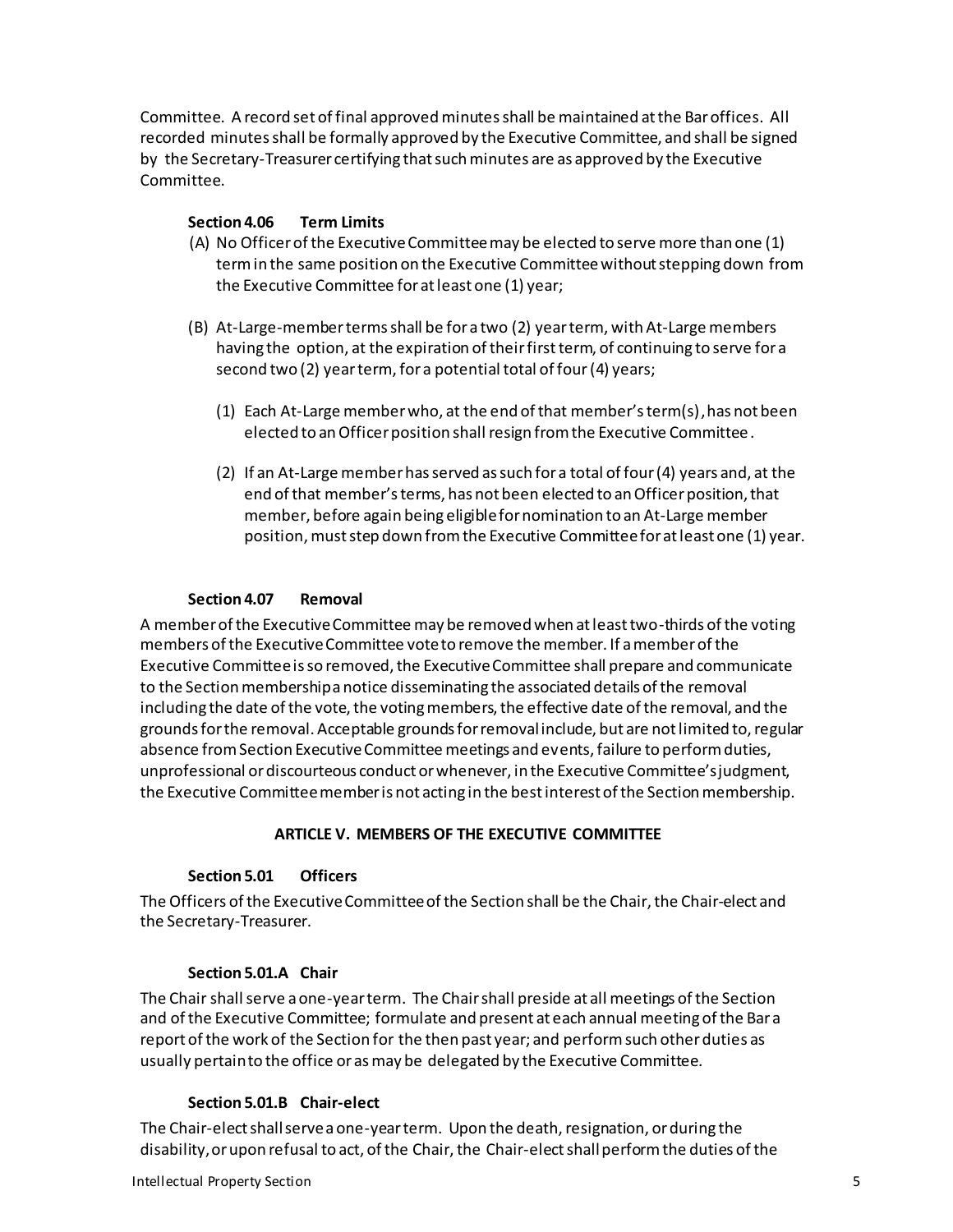Committee. A record set of final approved minutes shall be maintained at the Bar offices. All recorded minutes shall be formally approved by the Executive Committee, and shall be signed by the Secretary-Treasurer certifying that such minutes are as approved by the Executive Committee.

### Section 4.06 Term Limits

(A) No Officer of the Executive Committee may be elected to serve more than one (1) term in the same position on the Executive Committee without stepping down from the Executive Committee for at least one (1) year;

(B) At-Large-member terms shall be for a two (2) year term, with At-Large members having the option, at the expiration of their first term, of continuing to serve for a second two (2) year term, for a potential total of four (4) years;

(1) Each At-Large member who, at the end of that member's term(s), has not been elected to an Officer position shall resign from the Executive Committee.

(2) If an At-Large member has served as such for a total of four (4) years and, at the end of that member's terms, has not been elected to an Officer position, that member, before again being eligible for nomination to an At-Large member position, must step down from the Executive Committee for at least one (1) year.

### Section 4.07 Removal

A member of the Executive Committee may be removed when at least two-thirds of the voting members of the Executive Committee vote to remove the member. If a member of the Executive Committee is so removed, the Executive Committee shall prepare and communicate to the Section membership a notice disseminating the associated details of the removal including the date of the vote, the voting members, the effective date of the removal, and the grounds for the removal. Acceptable grounds for removal include, but are not limited to, regular absence from Section Executive Committee meetings and events, failure to perform duties, unprofessional or discourteous conduct or whenever, in the Executive Committee's judgment, the Executive Committee member is not acting in the best interest of the Section membership.

## ARTICLE V. MEMBERS OF THE EXECUTIVE COMMITTEE

### Section 5.01 Officers

The Officers of the Executive Committee of the Section shall be the Chair, the Chair-elect and the Secretary-Treasurer.

### Section 5.01.A Chair

The Chair shall serve a one-year term. The Chair shall preside at all meetings of the Section and of the Executive Committee; formulate and present at each annual meeting of the Bar a report of the work of the Section for the then past year; and perform such other duties as usually pertain to the office or as may be delegated by the Executive Committee.

### Section 5.01.B Chair-elect

The Chair-elect shall serve a one-year term. Upon the death, resignation, or during the disability, or upon refusal to act, of the Chair, the Chair-elect shall perform the duties of the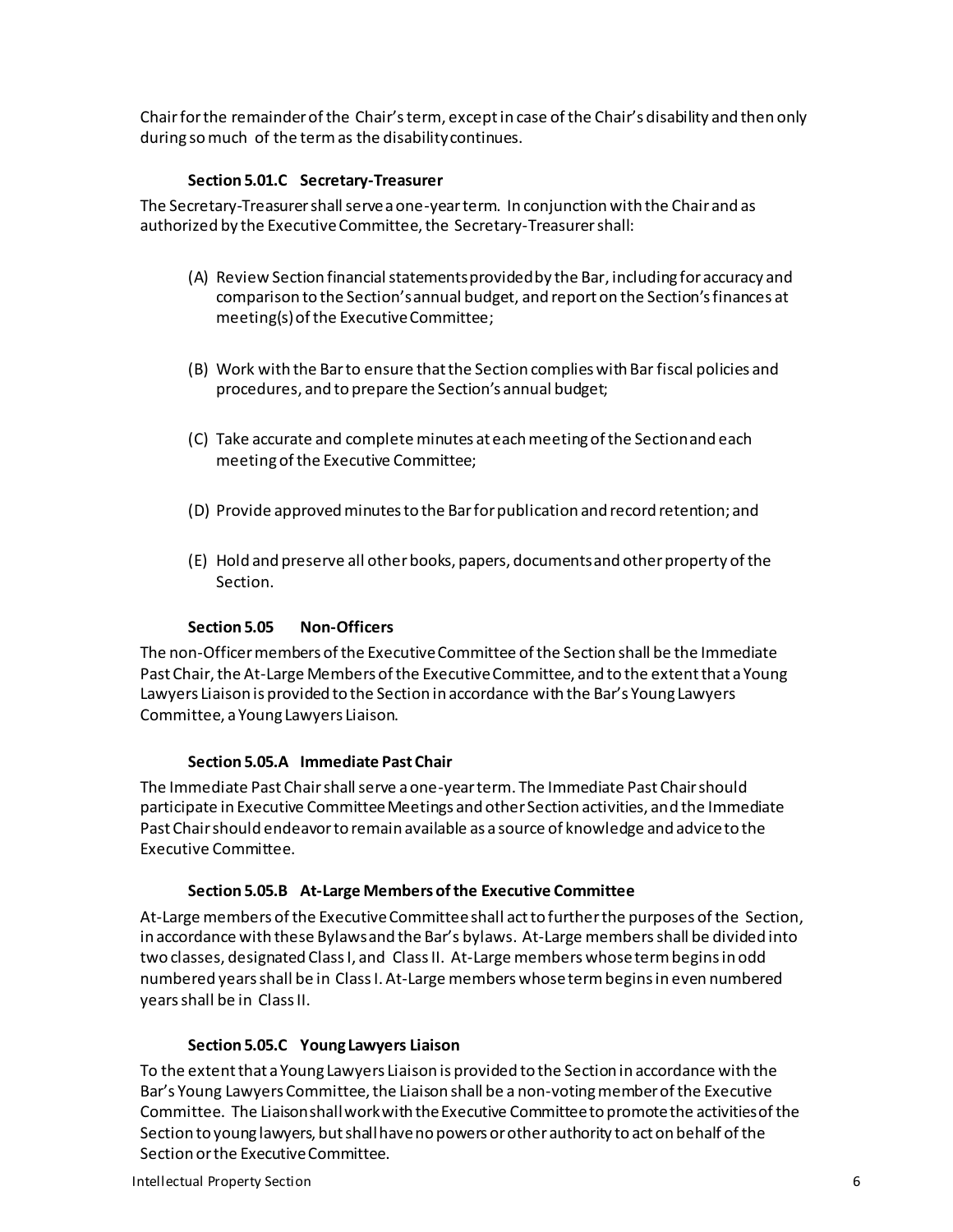Chair for the remainder of the Chair's term, except in case of the Chair's disability and then only during so much of the term as the disability continues.

### Section 5.01.C Secretary-Treasurer

The Secretary-Treasurer shall serve a one-year term. In conjunction with the Chair and as authorized by the Executive Committee, the Secretary-Treasurer shall:

(A) Review Section financial statements provided by the Bar, including for accuracy and comparison to the Section's annual budget, and report on the Section's finances at meeting(s) of the Executive Committee;

(B) Work with the Bar to ensure that the Section complies with Bar fiscal policies and procedures, and to prepare the Section's annual budget;

(C) Take accurate and complete minutes at each meeting of the Section and each meeting of the Executive Committee;

(D) Provide approved minutes to the Bar for publication and record retention; and

(E) Hold and preserve all other books, papers, documents and other property of the Section.

### Section 5.05 Non-Officers

The non-Officer members of the Executive Committee of the Section shall be the Immediate Past Chair, the At-Large Members of the Executive Committee, and to the extent that a Young Lawyers Liaison is provided to the Section in accordance with the Bar's Young Lawyers Committee, a Young Lawyers Liaison.

### Section 5.05.A Immediate Past Chair

The Immediate Past Chair shall serve a one-year term. The Immediate Past Chair should participate in Executive Committee Meetings and other Section activities, and the Immediate Past Chair should endeavor to remain available as a source of knowledge and advice to the Executive Committee.

### Section 5.05.B At-Large Members of the Executive Committee

At-Large members of the Executive Committee shall act to further the purposes of the Section, in accordance with these Bylaws and the Bar's bylaws. At-Large members shall be divided into two classes, designated Class I, and Class II. At-Large members whose term begins in odd numbered years shall be in Class I. At-Large members whose term begins in even numbered years shall be in Class II.

### Section 5.05.C Young Lawyers Liaison

To the extent that a Young Lawyers Liaison is provided to the Section in accordance with the Bar's Young Lawyers Committee, the Liaison shall be a non-voting member of the Executive Committee. The Liaison shall work with the Executive Committee to promote the activities of the Section to young lawyers, but shall have no powers or other authority to act on behalf of the Section or the Executive Committee.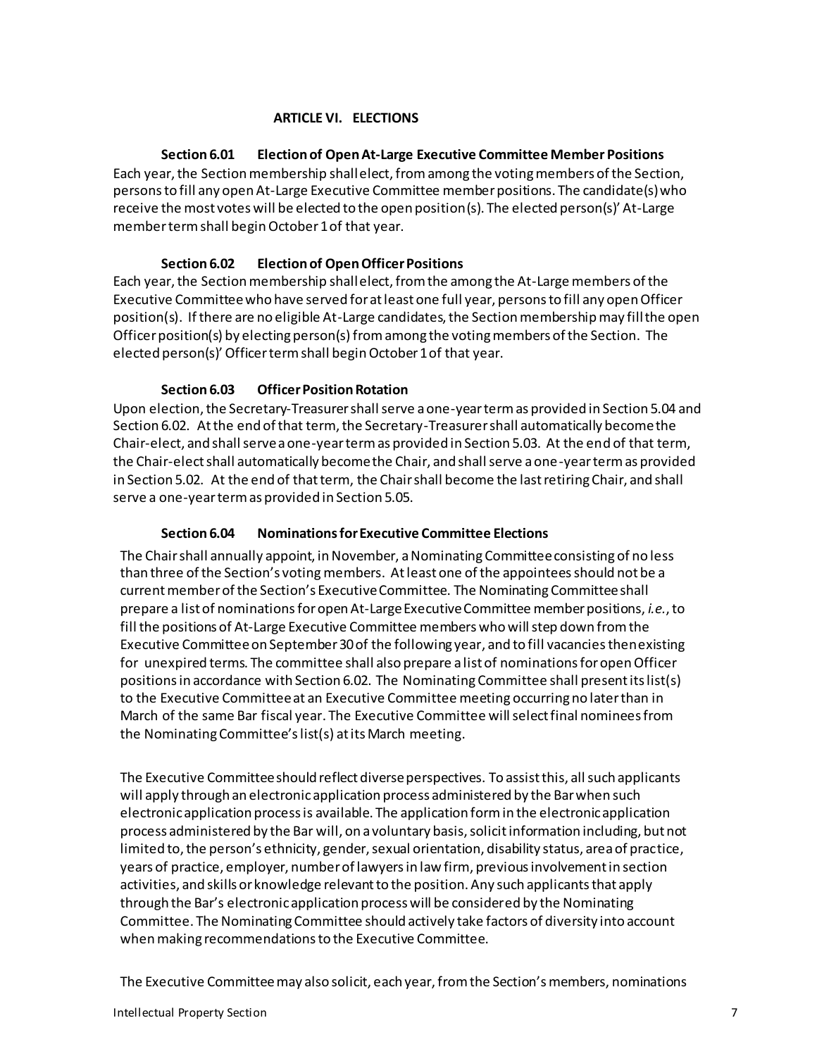## ARTICLE VI. ELECTIONS

### Section 6.01 Election of Open At-Large Executive Committee Member Positions

Each year, the Section membership shall elect, from among the voting members of the Section, persons to fill any open At-Large Executive Committee member positions. The candidate(s) who receive the most votes will be elected to the open position(s). The elected person(s)' At-Large member term shall begin October 1 of that year.

### Section 6.02 Election of Open Officer Positions

Each year, the Section membership shall elect, from the among the At-Large members of the Executive Committee who have served for at least one full year, persons to fill any open Officer position(s). If there are no eligible At-Large candidates, the Section membership may fill the open Officer position(s) by electing person(s) from among the voting members of the Section. The elected person(s)' Officer term shall begin October 1 of that year.

### Section 6.03 Officer Position Rotation

Upon election, the Secretary-Treasurer shall serve a one-year term as provided in Section 5.04 and Section 6.02. At the end of that term, the Secretary-Treasurer shall automatically become the Chair-elect, and shall serve a one-year term as provided in Section 5.03. At the end of that term, the Chair-elect shall automatically become the Chair, and shall serve a one-year term as provided in Section 5.02. At the end of that term, the Chair shall become the last retiring Chair, and shall serve a one-year term as provided in Section 5.05.

### Section 6.04 Nominations for Executive Committee Elections

The Chair shall annually appoint, in November, a Nominating Committee consisting of no less than three of the Section's voting members. At least one of the appointees should not be a current member of the Section's Executive Committee. The Nominating Committee shall prepare a list of nominations for open At-Large Executive Committee member positions, *i.e.*, to fill the positions of At-Large Executive Committee members who will step down from the Executive Committee on September 30 of the following year, and to fill vacancies then existing for unexpired terms. The committee shall also prepare a list of nominations for open Officer positions in accordance with Section 6.02. The Nominating Committee shall present its list(s) to the Executive Committee at an Executive Committee meeting occurring no later than in March of the same Bar fiscal year. The Executive Committee will select final nominees from the Nominating Committee's list(s) at its March meeting.

The Executive Committee should reflect diverse perspectives. To assist this, all such applicants will apply through an electronic application process administered by the Bar when such electronic application process is available. The application form in the electronic application process administered by the Bar will, on a voluntary basis, solicit information including, but not limited to, the person's ethnicity, gender, sexual orientation, disability status, area of practice, years of practice, employer, number of lawyers in law firm, previous involvement in section activities, and skills or knowledge relevant to the position. Any such applicants that apply through the Bar's electronic application process will be considered by the Nominating Committee. The Nominating Committee should actively take factors of diversity into account when making recommendations to the Executive Committee.

The Executive Committee may also solicit, each year, from the Section's members, nominations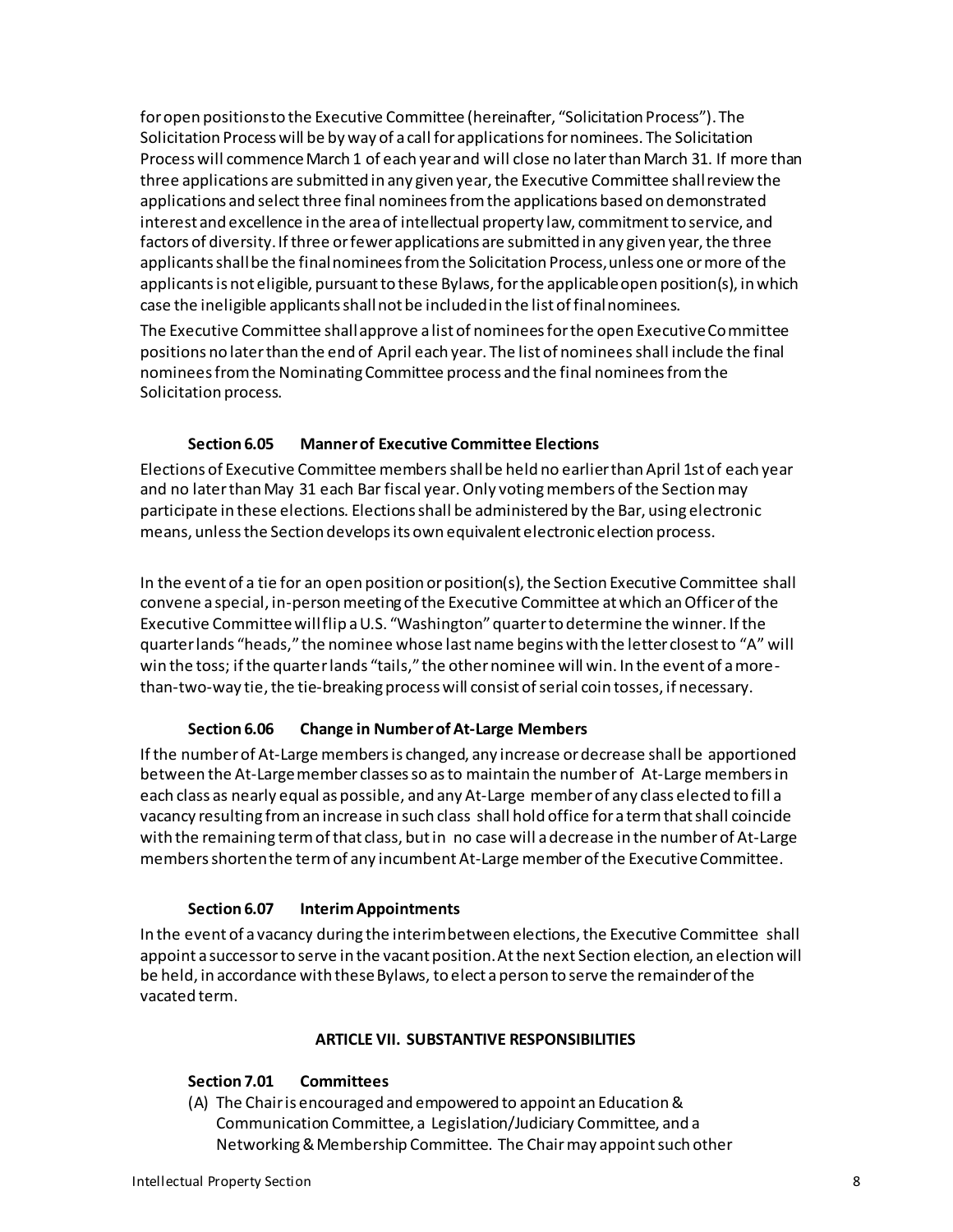for open positions to the Executive Committee (hereinafter, "Solicitation Process"). The Solicitation Process will be by way of a call for applications for nominees. The Solicitation Process will commence March 1 of each year and will close no later than March 31. If more than three applications are submitted in any given year, the Executive Committee shall review the applications and select three final nominees from the applications based on demonstrated interest and excellence in the area of intellectual property law, commitment to service, and factors of diversity. If three or fewer applications are submitted in any given year, the three applicants shall be the final nominees from the Solicitation Process, unless one or more of the applicants is not eligible, pursuant to these Bylaws, for the applicable open position(s), in which case the ineligible applicants shall not be included in the list of final nominees.

The Executive Committee shall approve a list of nominees for the open Executive Committee positions no later than the end of April each year. The list of nominees shall include the final nominees from the Nominating Committee process and the final nominees from the Solicitation process.

### Section 6.05 Manner of Executive Committee Elections

Elections of Executive Committee members shall be held no earlier than April 1st of each year and no later than May 31 each Bar fiscal year. Only voting members of the Section may participate in these elections. Elections shall be administered by the Bar, using electronic means, unless the Section develops its own equivalent electronic election process.

In the event of a tie for an open position or position(s), the Section Executive Committee shall convene a special, in-person meeting of the Executive Committee at which an Officer of the Executive Committee will flip a U.S. "Washington" quarter to determine the winner. If the quarter lands "heads," the nominee whose last name begins with the letter closest to "A" will win the toss; if the quarter lands "tails," the other nominee will win. In the event of a more-than-two-way tie, the tie-breaking process will consist of serial coin tosses, if necessary.

### Section 6.06 Change in Number of At-Large Members

If the number of At-Large members is changed, any increase or decrease shall be apportioned between the At-Large member classes so as to maintain the number of At-Large members in each class as nearly equal as possible, and any At-Large member of any class elected to fill a vacancy resulting from an increase in such class shall hold office for a term that shall coincide with the remaining term of that class, but in no case will a decrease in the number of At-Large members shorten the term of any incumbent At-Large member of the Executive Committee.

### Section 6.07 Interim Appointments

In the event of a vacancy during the interim between elections, the Executive Committee shall appoint a successor to serve in the vacant position. At the next Section election, an election will be held, in accordance with these Bylaws, to elect a person to serve the remainder of the vacated term.

## ARTICLE VII. SUBSTANTIVE RESPONSIBILITIES

### Section 7.01 Committees

(A) The Chair is encouraged and empowered to appoint an Education & Communication Committee, a Legislation/Judiciary Committee, and a Networking & Membership Committee. The Chair may appoint such other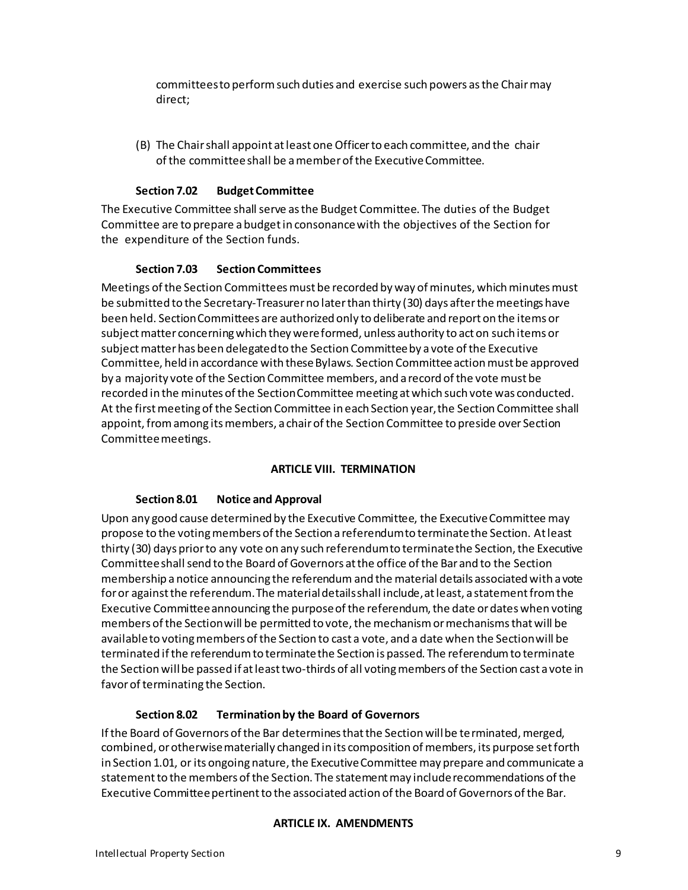committees to perform such duties and exercise such powers as the Chair may direct;

(B) The Chair shall appoint at least one Officer to each committee, and the chair of the committee shall be a member of the Executive Committee.

### Section 7.02 Budget Committee

The Executive Committee shall serve as the Budget Committee. The duties of the Budget Committee are to prepare a budget in consonance with the objectives of the Section for the expenditure of the Section funds.

### Section 7.03 Section Committees

Meetings of the Section Committees must be recorded by way of minutes, which minutes must be submitted to the Secretary-Treasurer no later than thirty (30) days after the meetings have been held. Section Committees are authorized only to deliberate and report on the items or subject matter concerning which they were formed, unless authority to act on such items or subject matter has been delegated to the Section Committee by a vote of the Executive Committee, held in accordance with these Bylaws. Section Committee action must be approved by a majority vote of the Section Committee members, and a record of the vote must be recorded in the minutes of the Section Committee meeting at which such vote was conducted. At the first meeting of the Section Committee in each Section year, the Section Committee shall appoint, from among its members, a chair of the Section Committee to preside over Section Committee meetings.

## ARTICLE VIII. TERMINATION

### Section 8.01 Notice and Approval

Upon any good cause determined by the Executive Committee, the Executive Committee may propose to the voting members of the Section a referendum to terminate the Section. At least thirty (30) days prior to any vote on any such referendum to terminate the Section, the Executive Committee shall send to the Board of Governors at the office of the Bar and to the Section membership a notice announcing the referendum and the material details associated with a vote for or against the referendum. The material details shall include, at least, a statement from the Executive Committee announcing the purpose of the referendum, the date or dates when voting members of the Section will be permitted to vote, the mechanism or mechanisms that will be available to voting members of the Section to cast a vote, and a date when the Section will be terminated if the referendum to terminate the Section is passed. The referendum to terminate the Section will be passed if at least two-thirds of all voting members of the Section cast a vote in favor of terminating the Section.

### Section 8.02 Termination by the Board of Governors

If the Board of Governors of the Bar determines that the Section will be terminated, merged, combined, or otherwise materially changed in its composition of members, its purpose set forth in Section 1.01, or its ongoing nature, the Executive Committee may prepare and communicate a statement to the members of the Section. The statement may include recommendations of the Executive Committee pertinent to the associated action of the Board of Governors of the Bar.

## ARTICLE IX. AMENDMENTS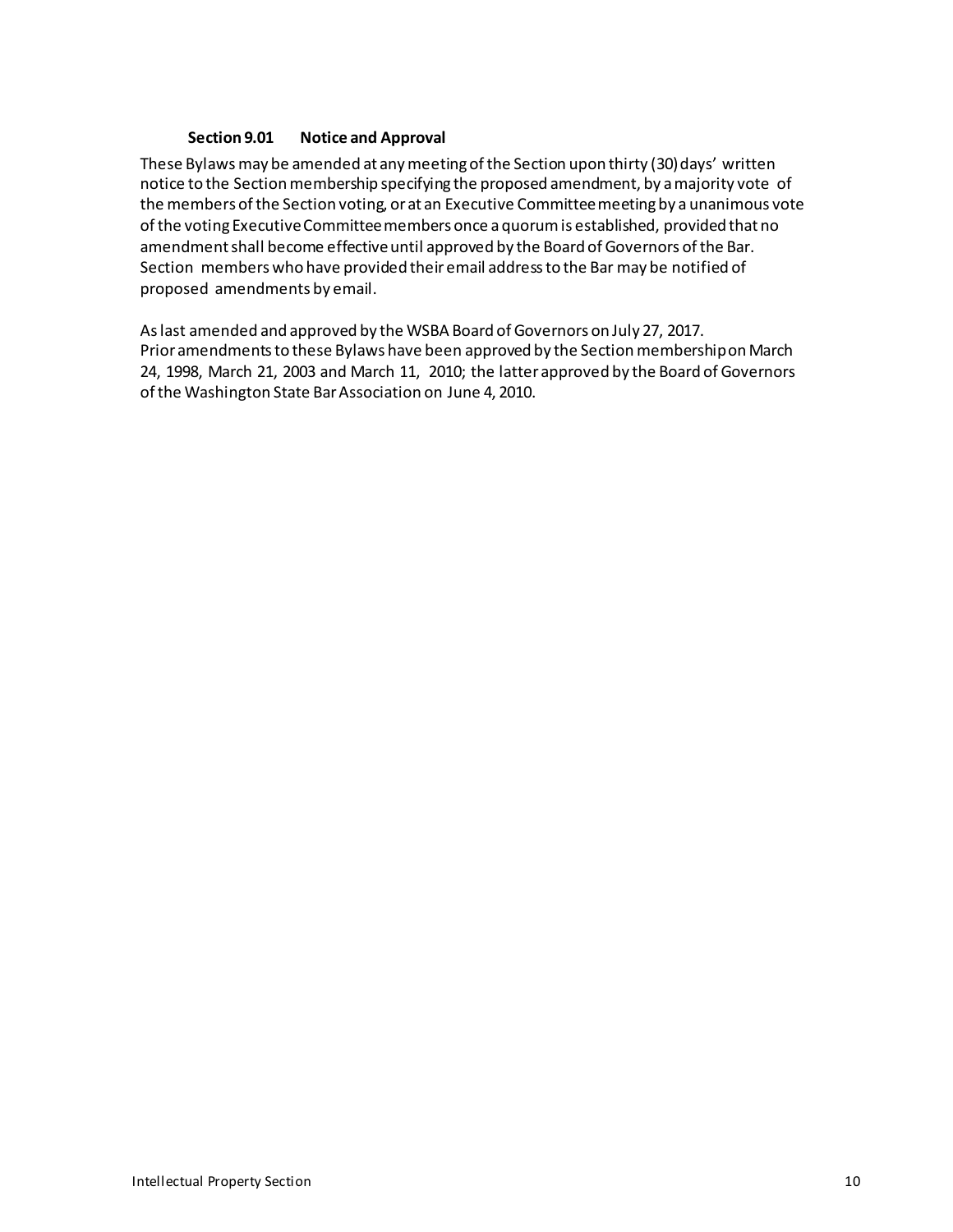### Section 9.01 Notice and Approval

These Bylaws may be amended at any meeting of the Section upon thirty (30) days' written notice to the Section membership specifying the proposed amendment, by a majority vote of the members of the Section voting, or at an Executive Committee meeting by a unanimous vote of the voting Executive Committee members once a quorum is established, provided that no amendment shall become effective until approved by the Board of Governors of the Bar. Section members who have provided their email address to the Bar may be notified of proposed amendments by email.

As last amended and approved by the WSBA Board of Governors on July 27, 2017.
Prior amendments to these Bylaws have been approved by the Section membership on March 24, 1998, March 21, 2003 and March 11, 2010; the latter approved by the Board of Governors of the Washington State Bar Association on June 4, 2010.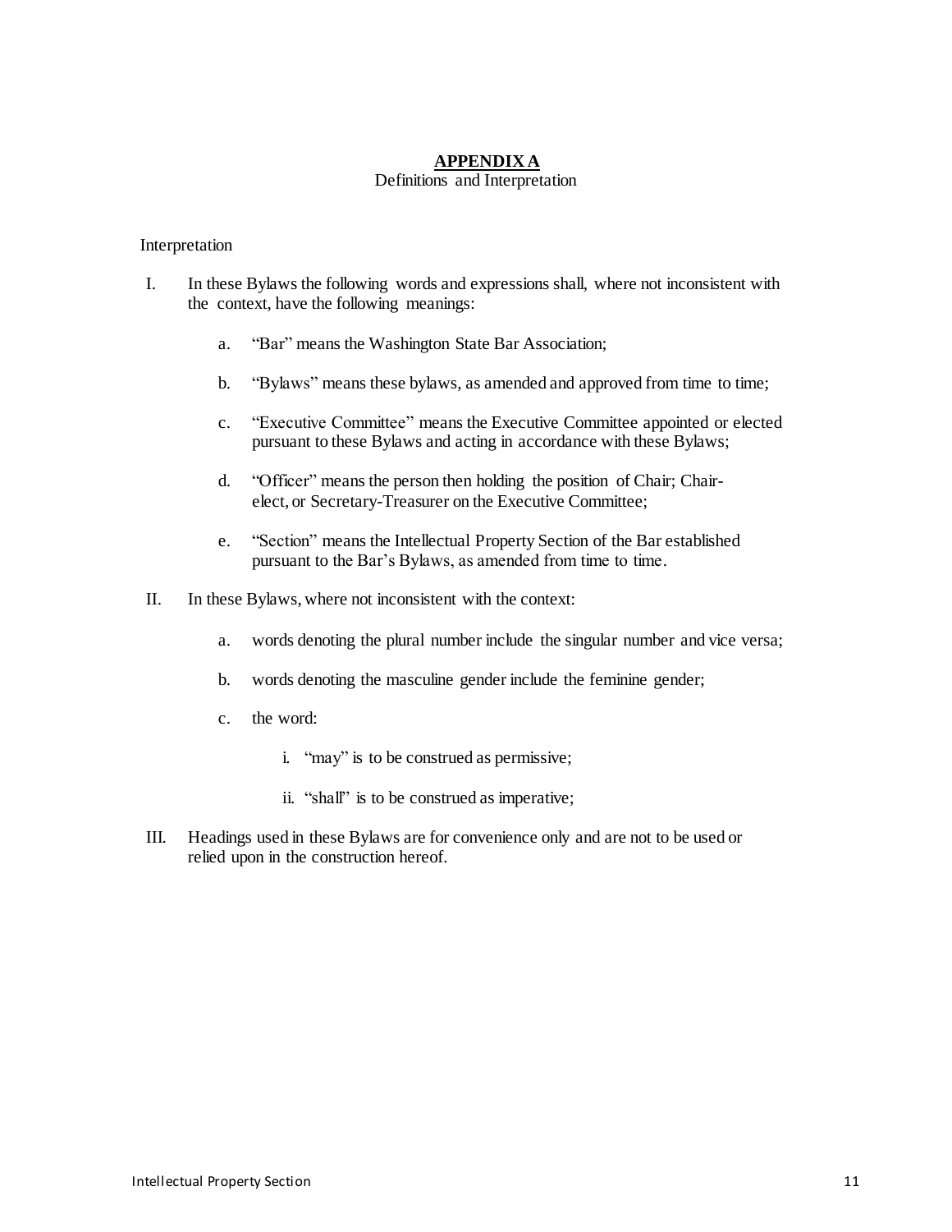# **APPENDIX A**

Definitions and Interpretation

Interpretation

I. In these Bylaws the following words and expressions shall, where not inconsistent with the context, have the following meanings:

   a. "Bar" means the Washington State Bar Association;

   b. "Bylaws" means these bylaws, as amended and approved from time to time;

   c. "Executive Committee" means the Executive Committee appointed or elected pursuant to these Bylaws and acting in accordance with these Bylaws;

   d. "Officer" means the person then holding the position of Chair; Chair-elect, or Secretary-Treasurer on the Executive Committee;

   e. "Section" means the Intellectual Property Section of the Bar established pursuant to the Bar's Bylaws, as amended from time to time.

II. In these Bylaws, where not inconsistent with the context:

   a. words denoting the plural number include the singular number and vice versa;

   b. words denoting the masculine gender include the feminine gender;

   c. the word:

      i. "may" is to be construed as permissive;

      ii. "shall" is to be construed as imperative;

III. Headings used in these Bylaws are for convenience only and are not to be used or relied upon in the construction hereof.